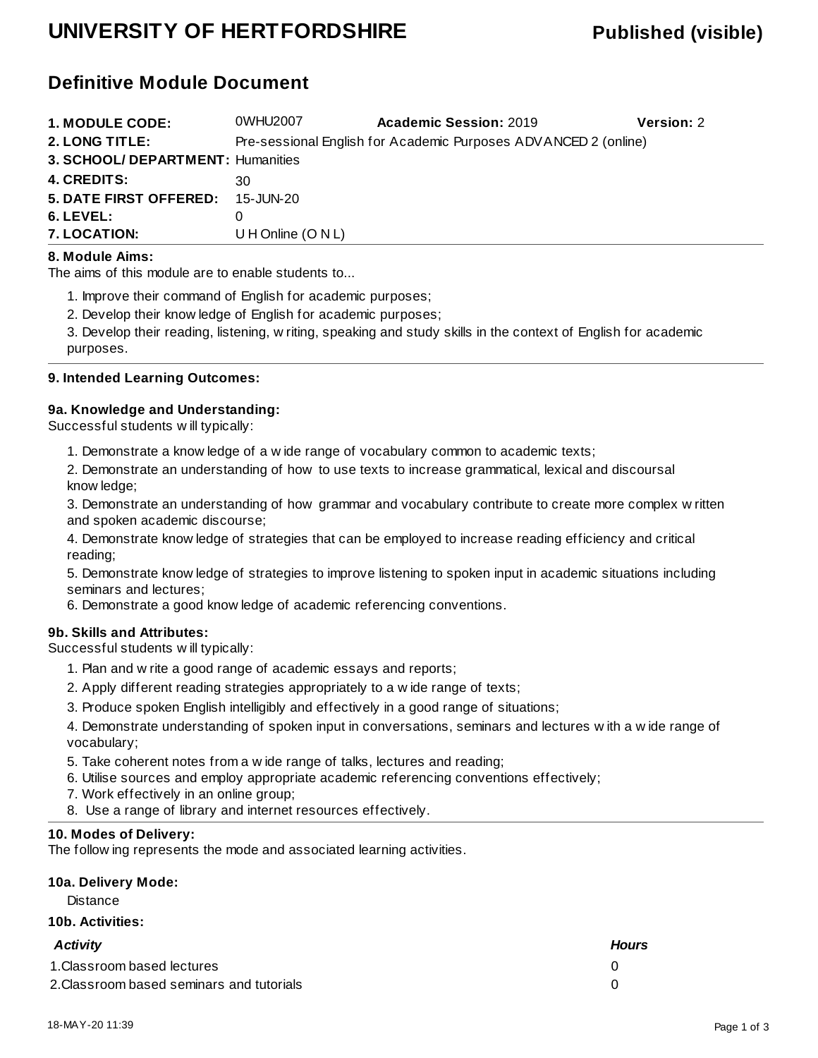# UNIVERSITY OF HERTFORDSHIRE

**Published (visible)**

## Definitive Module Document

| | | | |
|---|---|---|---|
| **1. MODULE CODE:** | 0WHU2007 | **Academic Session:** 2019 | **Version:** 2 |
| **2. LONG TITLE:** | Pre-sessional English for Academic Purposes ADVANCED 2 (online) | | |
| **3. SCHOOL/ DEPARTMENT:** | Humanities | | |
| **4. CREDITS:** | 30 | | |
| **5. DATE FIRST OFFERED:** | 15-JUN-20 | | |
| **6. LEVEL:** | 0 | | |
| **7. LOCATION:** | U H Online (O N L) | | |

### 8. Module Aims:

The aims of this module are to enable students to...

1. Improve their command of English for academic purposes;
2. Develop their knowledge of English for academic purposes;
3. Develop their reading, listening, writing, speaking and study skills in the context of English for academic purposes.

### 9. Intended Learning Outcomes:

#### 9a. Knowledge and Understanding:

Successful students will typically:

1. Demonstrate a knowledge of a wide range of vocabulary common to academic texts;
2. Demonstrate an understanding of how to use texts to increase grammatical, lexical and discoursal knowledge;
3. Demonstrate an understanding of how grammar and vocabulary contribute to create more complex written and spoken academic discourse;
4. Demonstrate knowledge of strategies that can be employed to increase reading efficiency and critical reading;
5. Demonstrate knowledge of strategies to improve listening to spoken input in academic situations including seminars and lectures;
6. Demonstrate a good knowledge of academic referencing conventions.

#### 9b. Skills and Attributes:

Successful students will typically:

1. Plan and write a good range of academic essays and reports;
2. Apply different reading strategies appropriately to a wide range of texts;
3. Produce spoken English intelligibly and effectively in a good range of situations;
4. Demonstrate understanding of spoken input in conversations, seminars and lectures with a wide range of vocabulary;
5. Take coherent notes from a wide range of talks, lectures and reading;
6. Utilise sources and employ appropriate academic referencing conventions effectively;
7. Work effectively in an online group;
8. Use a range of library and internet resources effectively.

### 10. Modes of Delivery:

The following represents the mode and associated learning activities.

#### 10a. Delivery Mode:

Distance

#### 10b. Activities:

| *Activity* | *Hours* |
|---|---|
| 1. Classroom based lectures | 0 |
| 2. Classroom based seminars and tutorials | 0 |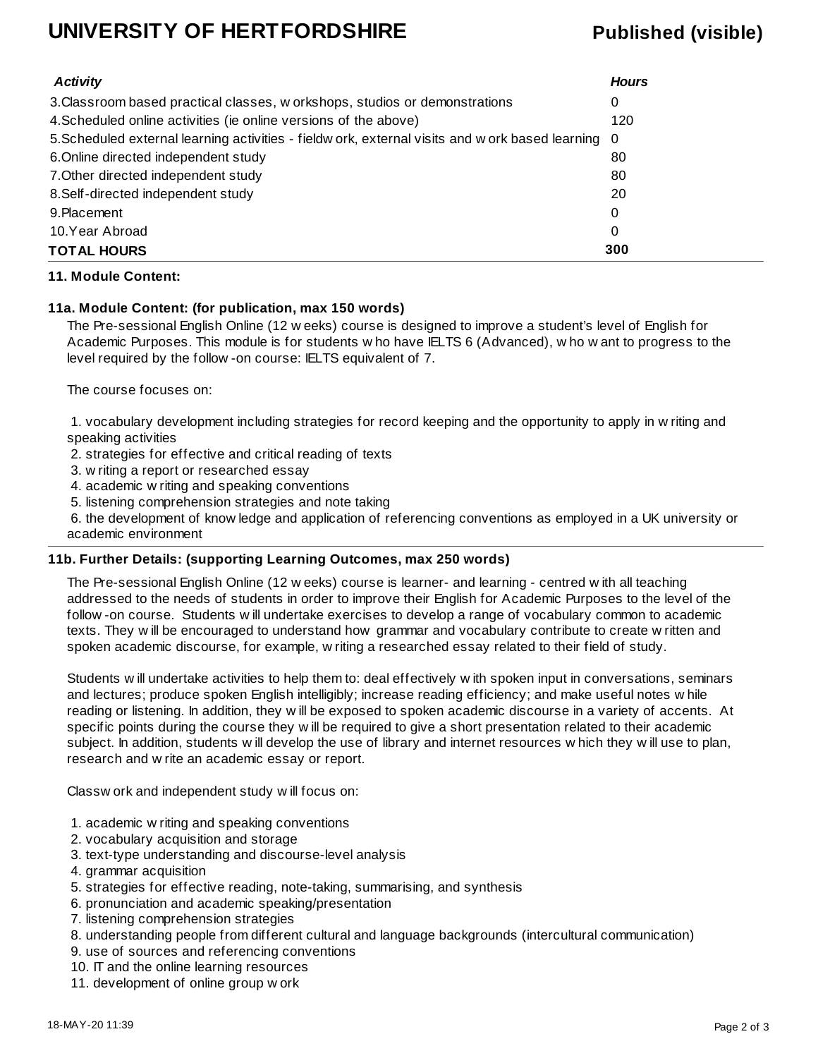| *Activity* | *Hours* |
| --- | --- |
| 3.Classroom based practical classes, workshops, studios or demonstrations | 0 |
| 4.Scheduled online activities (ie online versions of the above) | 120 |
| 5.Scheduled external learning activities - fieldwork, external visits and work based learning | 0 |
| 6.Online directed independent study | 80 |
| 7.Other directed independent study | 80 |
| 8.Self-directed independent study | 20 |
| 9.Placement | 0 |
| 10.Year Abroad | 0 |
| **TOTAL HOURS** | **300** |

**11. Module Content:**

**11a. Module Content: (for publication, max 150 words)**

The Pre-sessional English Online (12 weeks) course is designed to improve a student's level of English for Academic Purposes. This module is for students who have IELTS 6 (Advanced), who want to progress to the level required by the follow-on course: IELTS equivalent of 7.

The course focuses on:

1. vocabulary development including strategies for record keeping and the opportunity to apply in writing and speaking activities
2. strategies for effective and critical reading of texts
3. writing a report or researched essay
4. academic writing and speaking conventions
5. listening comprehension strategies and note taking
6. the development of knowledge and application of referencing conventions as employed in a UK university or academic environment

**11b. Further Details: (supporting Learning Outcomes, max 250 words)**

The Pre-sessional English Online (12 weeks) course is learner- and learning - centred with all teaching addressed to the needs of students in order to improve their English for Academic Purposes to the level of the follow-on course. Students will undertake exercises to develop a range of vocabulary common to academic texts. They will be encouraged to understand how grammar and vocabulary contribute to create written and spoken academic discourse, for example, writing a researched essay related to their field of study.

Students will undertake activities to help them to: deal effectively with spoken input in conversations, seminars and lectures; produce spoken English intelligibly; increase reading efficiency; and make useful notes while reading or listening. In addition, they will be exposed to spoken academic discourse in a variety of accents. At specific points during the course they will be required to give a short presentation related to their academic subject. In addition, students will develop the use of library and internet resources which they will use to plan, research and write an academic essay or report.

Classwork and independent study will focus on:

1. academic writing and speaking conventions
2. vocabulary acquisition and storage
3. text-type understanding and discourse-level analysis
4. grammar acquisition
5. strategies for effective reading, note-taking, summarising, and synthesis
6. pronunciation and academic speaking/presentation
7. listening comprehension strategies
8. understanding people from different cultural and language backgrounds (intercultural communication)
9. use of sources and referencing conventions
10. IT and the online learning resources
11. development of online group work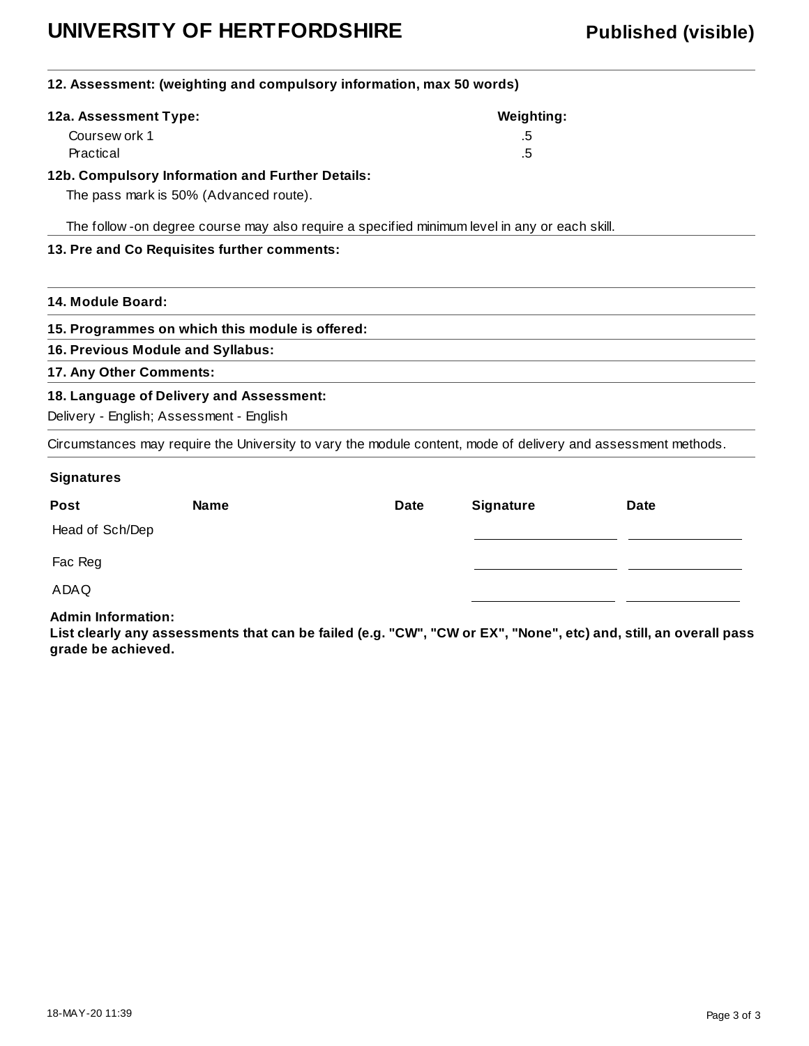**12. Assessment: (weighting and compulsory information, max 50 words)**

| 12a. Assessment Type: | Weighting: |
|---|---|
| Coursework 1 | .5 |
| Practical | .5 |

**12b. Compulsory Information and Further Details:**

The pass mark is 50% (Advanced route).

The follow-on degree course may also require a specified minimum level in any or each skill.

**13. Pre and Co Requisites further comments:**

**14. Module Board:**

**15. Programmes on which this module is offered:**

**16. Previous Module and Syllabus:**

**17. Any Other Comments:**

**18. Language of Delivery and Assessment:**

Delivery - English; Assessment - English

Circumstances may require the University to vary the module content, mode of delivery and assessment methods.

**Signatures**

| Post | Name | Date | Signature | Date |
|---|---|---|---|---|
| Head of Sch/Dep | | | | |
| Fac Reg | | | | |
| ADAQ | | | | |

**Admin Information:**

**List clearly any assessments that can be failed (e.g. "CW", "CW or EX", "None", etc) and, still, an overall pass grade be achieved.**

18-MAY-20 11:39